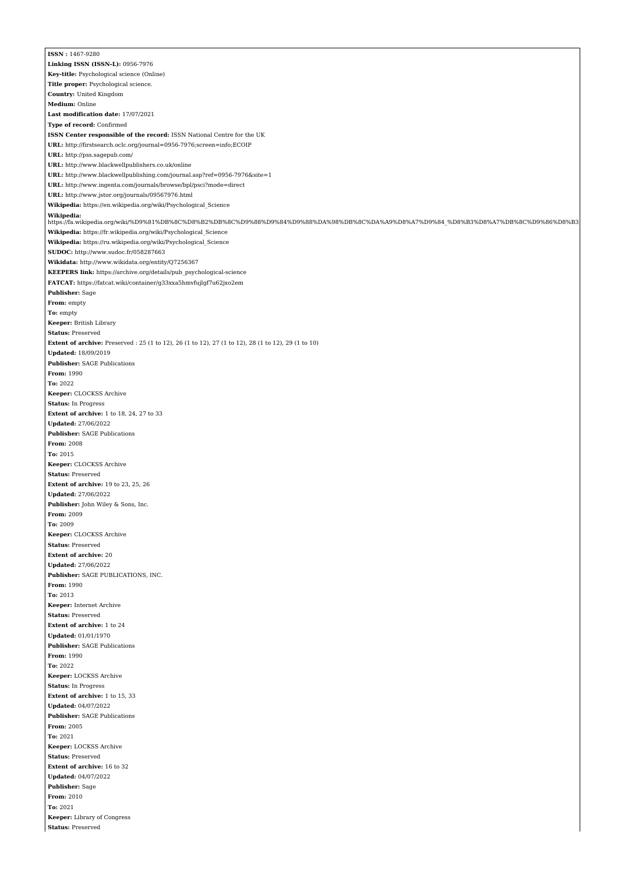**ISSN :** 1467-9280
**Linking ISSN (ISSN-L):** 0956-7976
**Key-title:** Psychological science (Online)
**Title proper:** Psychological science.
**Country:** United Kingdom
**Medium:** Online
**Last modification date:** 17/07/2021
**Type of record:** Confirmed
**ISSN Center responsible of the record:** ISSN National Centre for the UK
**URL:** http://firstsearch.oclc.org/journal=0956-7976;screen=info;ECOIP
**URL:** http://pss.sagepub.com/
**URL:** http://www.blackwellpublishers.co.uk/online
**URL:** http://www.blackwellpublishing.com/journal.asp?ref=0956-7976&site=1
**URL:** http://www.ingenta.com/journals/browse/bpl/psci?mode=direct
**URL:** http://www.jstor.org/journals/09567976.html
**Wikipedia:** https://en.wikipedia.org/wiki/Psychological_Science
**Wikipedia:** https://fa.wikipedia.org/wiki/%D9%81%DB%8C%D8%B2%DB%8C%D9%88%D9%84%D9%88%DA%98%DB%8C%DA%A9%D8%A7%D9%84_%D8%B3%D8%A7%DB%8C%D9%86%D8%B3
**Wikipedia:** https://fr.wikipedia.org/wiki/Psychological_Science
**Wikipedia:** https://ru.wikipedia.org/wiki/Psychological_Science
**SUDOC:** http://www.sudoc.fr/058287663
**Wikidata:** http://www.wikidata.org/entity/Q7256367
**KEEPERS link:** https://archive.org/details/pub_psychological-science
**FATCAT:** https://fatcat.wiki/container/g33xxa5hmvfujlgf7u62jxo2em
**Publisher:** Sage
**From:** empty
**To:** empty
**Keeper:** British Library
**Status:** Preserved
**Extent of archive:** Preserved : 25 (1 to 12), 26 (1 to 12), 27 (1 to 12), 28 (1 to 12), 29 (1 to 10)
**Updated:** 18/09/2019
**Publisher:** SAGE Publications
**From:** 1990
**To:** 2022
**Keeper:** CLOCKSS Archive
**Status:** In Progress
**Extent of archive:** 1 to 18, 24, 27 to 33
**Updated:** 27/06/2022
**Publisher:** SAGE Publications
**From:** 2008
**To:** 2015
**Keeper:** CLOCKSS Archive
**Status:** Preserved
**Extent of archive:** 19 to 23, 25, 26
**Updated:** 27/06/2022
**Publisher:** John Wiley & Sons, Inc.
**From:** 2009
**To:** 2009
**Keeper:** CLOCKSS Archive
**Status:** Preserved
**Extent of archive:** 20
**Updated:** 27/06/2022
**Publisher:** SAGE PUBLICATIONS, INC.
**From:** 1990
**To:** 2013
**Keeper:** Internet Archive
**Status:** Preserved
**Extent of archive:** 1 to 24
**Updated:** 01/01/1970
**Publisher:** SAGE Publications
**From:** 1990
**To:** 2022
**Keeper:** LOCKSS Archive
**Status:** In Progress
**Extent of archive:** 1 to 15, 33
**Updated:** 04/07/2022
**Publisher:** SAGE Publications
**From:** 2005
**To:** 2021
**Keeper:** LOCKSS Archive
**Status:** Preserved
**Extent of archive:** 16 to 32
**Updated:** 04/07/2022
**Publisher:** Sage
**From:** 2010
**To:** 2021
**Keeper:** Library of Congress
**Status:** Preserved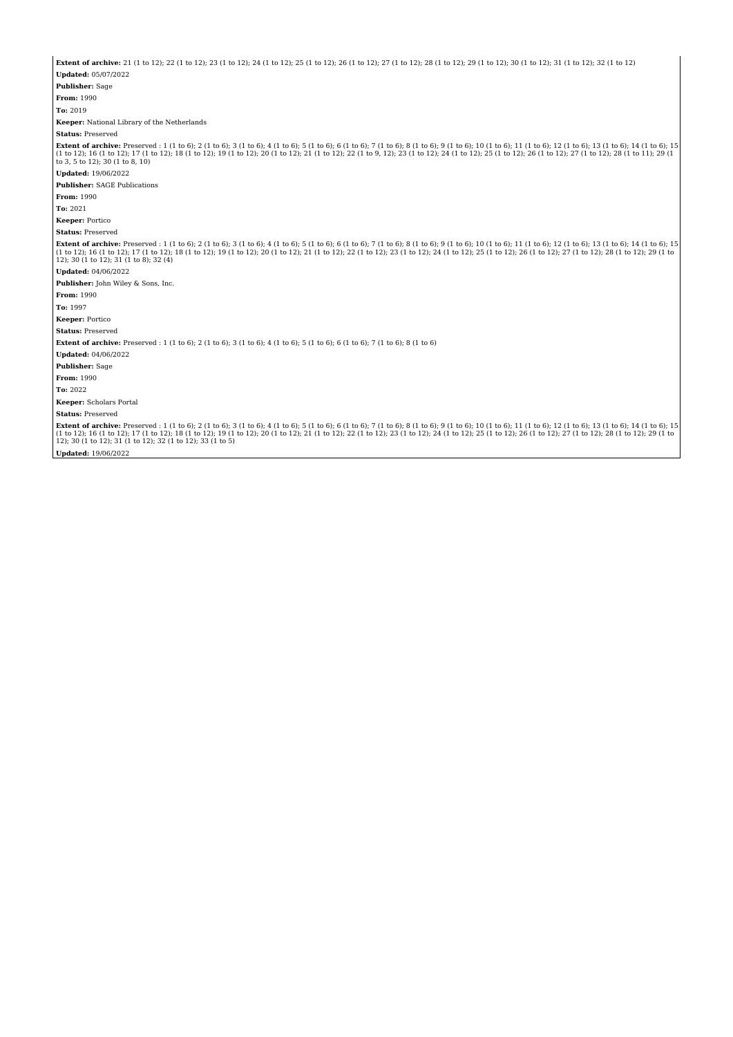**Extent of archive:** 21 (1 to 12); 22 (1 to 12); 23 (1 to 12); 24 (1 to 12); 25 (1 to 12); 26 (1 to 12); 27 (1 to 12); 28 (1 to 12); 29 (1 to 12); 30 (1 to 12); 31 (1 to 12); 32 (1 to 12)

**Updated:** 05/07/2022

**Publisher:** Sage

**From:** 1990

**To:** 2019

**Keeper:** National Library of the Netherlands

**Status:** Preserved

**Extent of archive:** Preserved : 1 (1 to 6); 2 (1 to 6); 3 (1 to 6); 4 (1 to 6); 5 (1 to 6); 6 (1 to 6); 7 (1 to 6); 8 (1 to 6); 9 (1 to 6); 10 (1 to 6); 11 (1 to 6); 12 (1 to 6); 13 (1 to 6); 14 (1 to 6); 15 (1 to 12); 16 (1 to 12); 17 (1 to 12); 18 (1 to 12); 19 (1 to 12); 20 (1 to 12); 21 (1 to 12); 22 (1 to 9, 12); 23 (1 to 12); 24 (1 to 12); 25 (1 to 12); 26 (1 to 12); 27 (1 to 12); 28 (1 to 11); 29 (1 to 3, 5 to 12); 30 (1 to 8, 10)

**Updated:** 19/06/2022

**Publisher:** SAGE Publications

**From:** 1990

**To:** 2021

**Keeper:** Portico

**Status:** Preserved

**Extent of archive:** Preserved : 1 (1 to 6); 2 (1 to 6); 3 (1 to 6); 4 (1 to 6); 5 (1 to 6); 6 (1 to 6); 7 (1 to 6); 8 (1 to 6); 9 (1 to 6); 10 (1 to 6); 11 (1 to 6); 12 (1 to 6); 13 (1 to 6); 14 (1 to 6); 15 (1 to 12); 16 (1 to 12); 17 (1 to 12); 18 (1 to 12); 19 (1 to 12); 20 (1 to 12); 21 (1 to 12); 22 (1 to 12); 23 (1 to 12); 24 (1 to 12); 25 (1 to 12); 26 (1 to 12); 27 (1 to 12); 28 (1 to 12); 29 (1 to 12); 30 (1 to 12); 31 (1 to 8); 32 (4)

**Updated:** 04/06/2022

**Publisher:** John Wiley & Sons, Inc.

**From:** 1990

**To:** 1997

**Keeper:** Portico

**Status:** Preserved

**Extent of archive:** Preserved : 1 (1 to 6); 2 (1 to 6); 3 (1 to 6); 4 (1 to 6); 5 (1 to 6); 6 (1 to 6); 7 (1 to 6); 8 (1 to 6)

**Updated:** 04/06/2022

**Publisher:** Sage

**From:** 1990

**To:** 2022

**Keeper:** Scholars Portal

**Status:** Preserved

**Extent of archive:** Preserved : 1 (1 to 6); 2 (1 to 6); 3 (1 to 6); 4 (1 to 6); 5 (1 to 6); 6 (1 to 6); 7 (1 to 6); 8 (1 to 6); 9 (1 to 6); 10 (1 to 6); 11 (1 to 6); 12 (1 to 6); 13 (1 to 6); 14 (1 to 6); 15 (1 to 12); 16 (1 to 12); 17 (1 to 12); 18 (1 to 12); 19 (1 to 12); 20 (1 to 12); 21 (1 to 12); 22 (1 to 12); 23 (1 to 12); 24 (1 to 12); 25 (1 to 12); 26 (1 to 12); 27 (1 to 12); 28 (1 to 12); 29 (1 to 12); 30 (1 to 12); 31 (1 to 12); 32 (1 to 12); 33 (1 to 5)

**Updated:** 19/06/2022